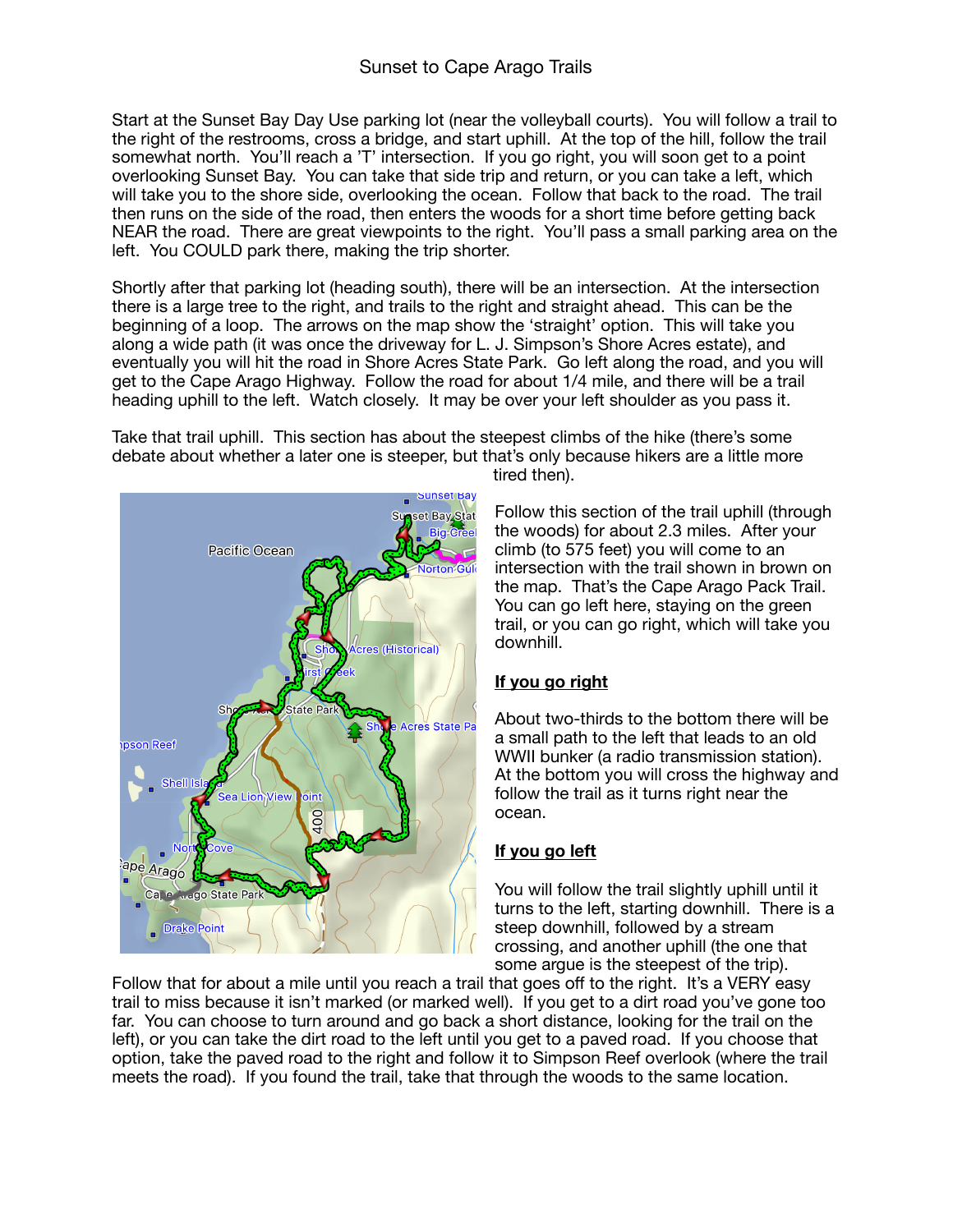# Sunset to Cape Arago Trails

Start at the Sunset Bay Day Use parking lot (near the volleyball courts). You will follow a trail to the right of the restrooms, cross a bridge, and start uphill. At the top of the hill, follow the trail somewhat north. You'll reach a 'T' intersection. If you go right, you will soon get to a point overlooking Sunset Bay. You can take that side trip and return, or you can take a left, which will take you to the shore side, overlooking the ocean. Follow that back to the road. The trail then runs on the side of the road, then enters the woods for a short time before getting back NEAR the road. There are great viewpoints to the right. You'll pass a small parking area on the left. You COULD park there, making the trip shorter.

Shortly after that parking lot (heading south), there will be an intersection. At the intersection there is a large tree to the right, and trails to the right and straight ahead. This can be the beginning of a loop. The arrows on the map show the 'straight' option. This will take you along a wide path (it was once the driveway for L. J. Simpson's Shore Acres estate), and eventually you will hit the road in Shore Acres State Park. Go left along the road, and you will get to the Cape Arago Highway. Follow the road for about 1/4 mile, and there will be a trail heading uphill to the left. Watch closely. It may be over your left shoulder as you pass it.

Take that trail uphill. This section has about the steepest climbs of the hike (there's some debate about whether a later one is steeper, but that's only because hikers are a little more tired then).

Follow this section of the trail uphill (through the woods) for about 2.3 miles. After your climb (to 575 feet) you will come to an intersection with the trail shown in brown on the map. That's the Cape Arago Pack Trail. You can go left here, staying on the green trail, or you can go right, which will take you downhill.

**If you go right**

About two-thirds to the bottom there will be a small path to the left that leads to an old WWII bunker (a radio transmission station). At the bottom you will cross the highway and follow the trail as it turns right near the ocean.

**If you go left**

You will follow the trail slightly uphill until it turns to the left, starting downhill. There is a steep downhill, followed by a stream crossing, and another uphill (the one that some argue is the steepest of the trip). Follow that for about a mile until you reach a trail that goes off to the right. It's a VERY easy trail to miss because it isn't marked (or marked well). If you get to a dirt road you've gone too far. You can choose to turn around and go back a short distance, looking for the trail on the left), or you can take the dirt road to the left until you get to a paved road. If you choose that option, take the paved road to the right and follow it to Simpson Reef overlook (where the trail meets the road). If you found the trail, take that through the woods to the same location.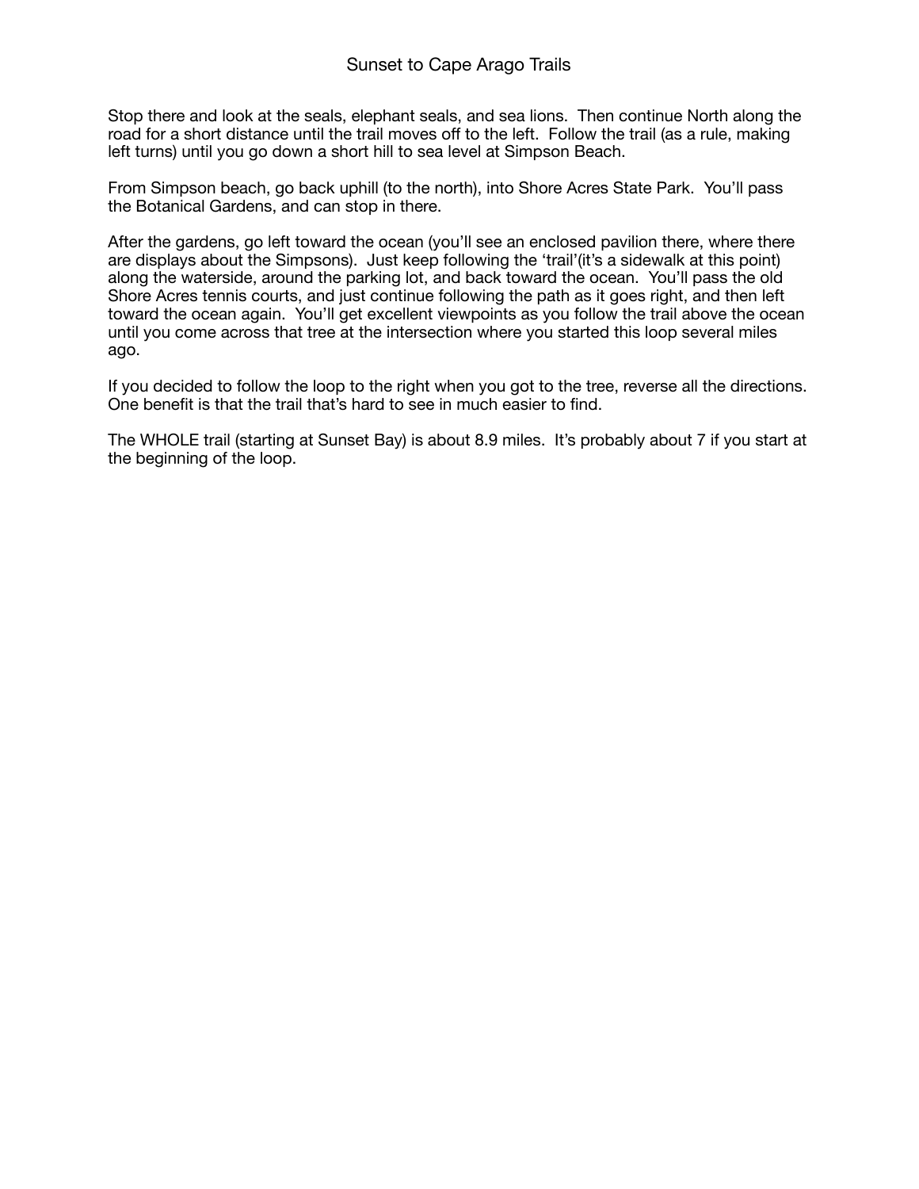Stop there and look at the seals, elephant seals, and sea lions.  Then continue North along the road for a short distance until the trail moves off to the left.  Follow the trail (as a rule, making left turns) until you go down a short hill to sea level at Simpson Beach.

From Simpson beach, go back uphill (to the north), into Shore Acres State Park.  You'll pass the Botanical Gardens, and can stop in there.

After the gardens, go left toward the ocean (you'll see an enclosed pavilion there, where there are displays about the Simpsons).  Just keep following the 'trail'(it's a sidewalk at this point) along the waterside, around the parking lot, and back toward the ocean.  You'll pass the old Shore Acres tennis courts, and just continue following the path as it goes right, and then left toward the ocean again.  You'll get excellent viewpoints as you follow the trail above the ocean until you come across that tree at the intersection where you started this loop several miles ago.

If you decided to follow the loop to the right when you got to the tree, reverse all the directions.  One benefit is that the trail that's hard to see in much easier to find.

The WHOLE trail (starting at Sunset Bay) is about 8.9 miles.  It's probably about 7 if you start at the beginning of the loop.